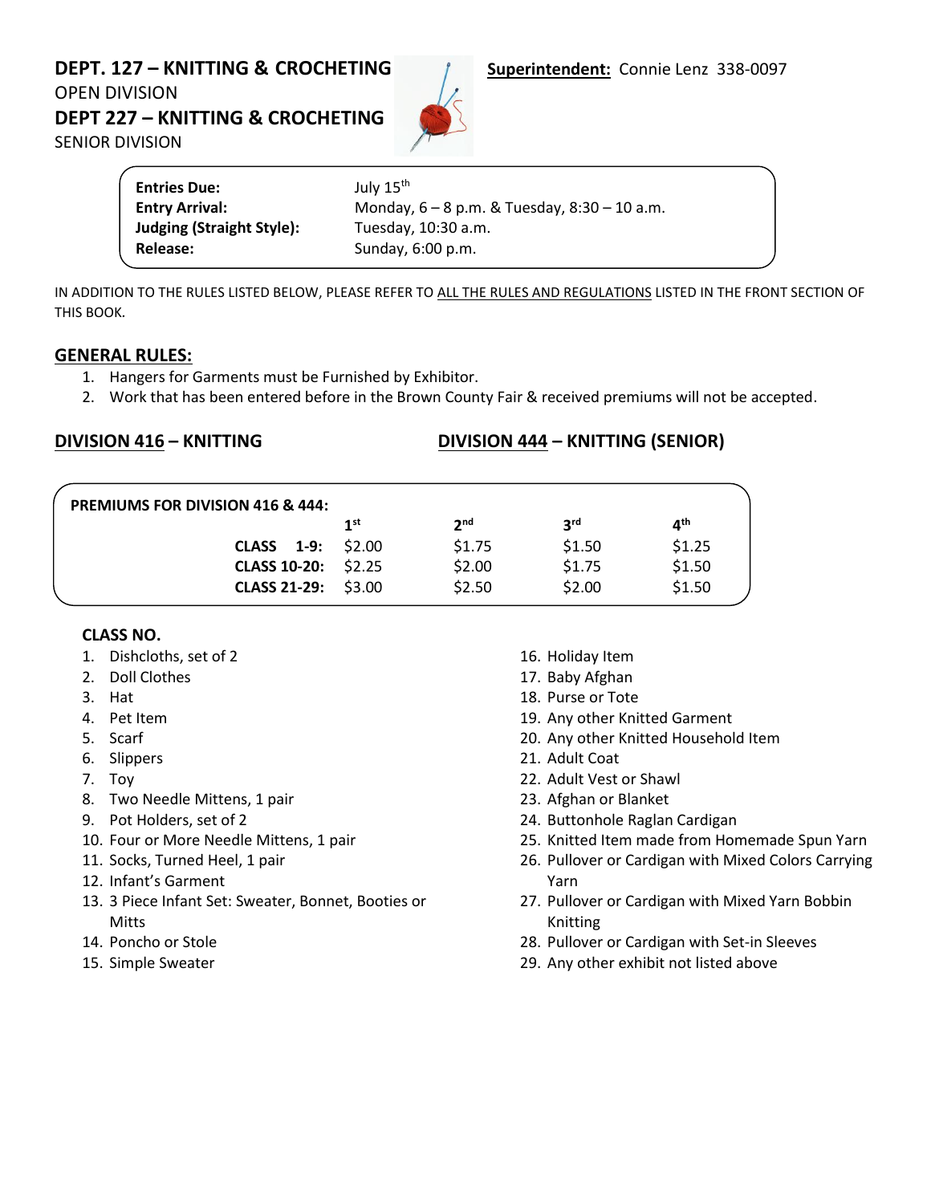## DEPT. 127 – KNITTING & CROCHETING

OPEN DIVISION

## DEPT 227 – KNITTING & CROCHETING

SENIOR DIVISION

**Superintendent:** Connie Lenz 338-0097

| | |
|---|---|
| **Entries Due:** | July 15th |
| **Entry Arrival:** | Monday, 6 – 8 p.m. & Tuesday, 8:30 – 10 a.m. |
| **Judging (Straight Style):** | Tuesday, 10:30 a.m. |
| **Release:** | Sunday, 6:00 p.m. |

IN ADDITION TO THE RULES LISTED BELOW, PLEASE REFER TO ALL THE RULES AND REGULATIONS LISTED IN THE FRONT SECTION OF THIS BOOK.

### GENERAL RULES:

1. Hangers for Garments must be Furnished by Exhibitor.
2. Work that has been entered before in the Brown County Fair & received premiums will not be accepted.

### DIVISION 416 – KNITTING

### DIVISION 444 – KNITTING (SENIOR)

**PREMIUMS FOR DIVISION 416 & 444:**

| | 1st | 2nd | 3rd | 4th |
|---|---|---|---|---|
| **CLASS 1-9:** | $2.00 | $1.75 | $1.50 | $1.25 |
| **CLASS 10-20:** | $2.25 | $2.00 | $1.75 | $1.50 |
| **CLASS 21-29:** | $3.00 | $2.50 | $2.00 | $1.50 |

**CLASS NO.**

1. Dishcloths, set of 2
2. Doll Clothes
3. Hat
4. Pet Item
5. Scarf
6. Slippers
7. Toy
8. Two Needle Mittens, 1 pair
9. Pot Holders, set of 2
10. Four or More Needle Mittens, 1 pair
11. Socks, Turned Heel, 1 pair
12. Infant's Garment
13. 3 Piece Infant Set: Sweater, Bonnet, Booties or Mitts
14. Poncho or Stole
15. Simple Sweater
16. Holiday Item
17. Baby Afghan
18. Purse or Tote
19. Any other Knitted Garment
20. Any other Knitted Household Item
21. Adult Coat
22. Adult Vest or Shawl
23. Afghan or Blanket
24. Buttonhole Raglan Cardigan
25. Knitted Item made from Homemade Spun Yarn
26. Pullover or Cardigan with Mixed Colors Carrying Yarn
27. Pullover or Cardigan with Mixed Yarn Bobbin Knitting
28. Pullover or Cardigan with Set-in Sleeves
29. Any other exhibit not listed above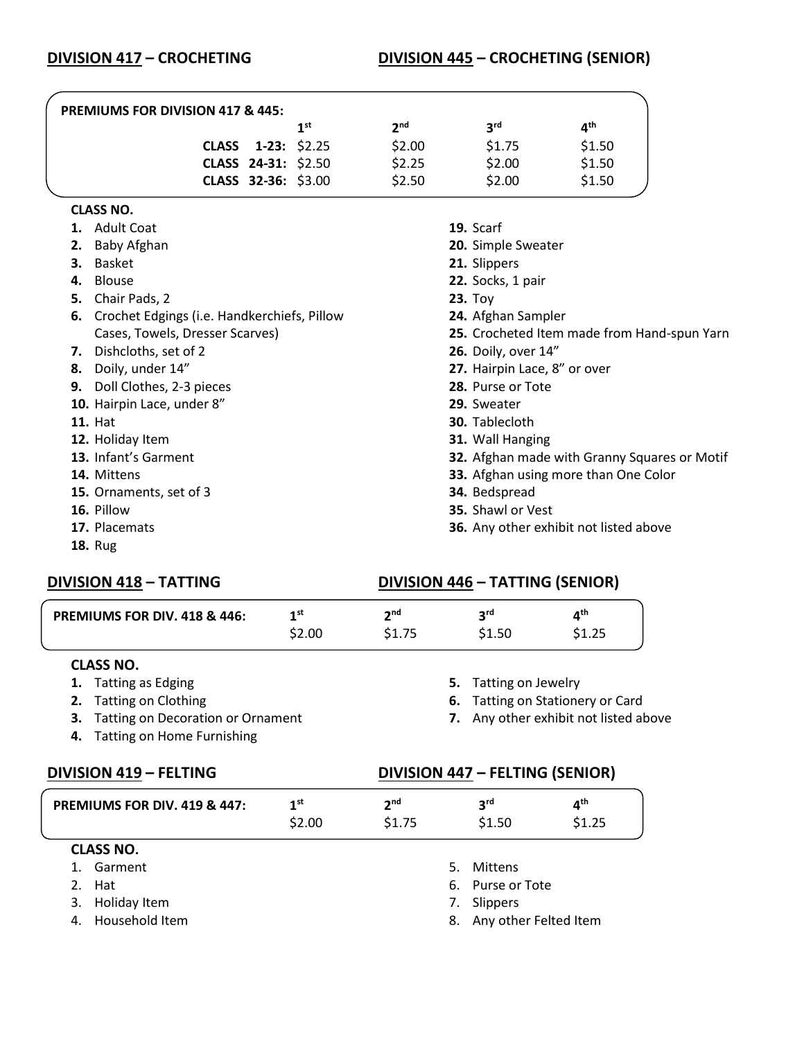## **DIVISION 417 – CROCHETING** / **DIVISION 445 – CROCHETING (SENIOR)**

**PREMIUMS FOR DIVISION 417 & 445:**

| | 1st | 2nd | 3rd | 4th |
|---|---|---|---|---|
| **CLASS 1-23:** | $2.25 | $2.00 | $1.75 | $1.50 |
| **CLASS 24-31:** | $2.50 | $2.25 | $2.00 | $1.50 |
| **CLASS 32-36:** | $3.00 | $2.50 | $2.00 | $1.50 |

**CLASS NO.**

1. Adult Coat
2. Baby Afghan
3. Basket
4. Blouse
5. Chair Pads, 2
6. Crochet Edgings (i.e. Handkerchiefs, Pillow Cases, Towels, Dresser Scarves)
7. Dishcloths, set of 2
8. Doily, under 14”
9. Doll Clothes, 2-3 pieces
10. Hairpin Lace, under 8”
11. Hat
12. Holiday Item
13. Infant’s Garment
14. Mittens
15. Ornaments, set of 3
16. Pillow
17. Placemats
18. Rug
19. Scarf
20. Simple Sweater
21. Slippers
22. Socks, 1 pair
23. Toy
24. Afghan Sampler
25. Crocheted Item made from Hand-spun Yarn
26. Doily, over 14”
27. Hairpin Lace, 8” or over
28. Purse or Tote
29. Sweater
30. Tablecloth
31. Wall Hanging
32. Afghan made with Granny Squares or Motif
33. Afghan using more than One Color
34. Bedspread
35. Shawl or Vest
36. Any other exhibit not listed above

## **DIVISION 418 – TATTING** / **DIVISION 446 – TATTING (SENIOR)**

| **PREMIUMS FOR DIV. 418 & 446:** | 1st | 2nd | 3rd | 4th |
|---|---|---|---|---|
| | $2.00 | $1.75 | $1.50 | $1.25 |

**CLASS NO.**

1. Tatting as Edging
2. Tatting on Clothing
3. Tatting on Decoration or Ornament
4. Tatting on Home Furnishing
5. Tatting on Jewelry
6. Tatting on Stationery or Card
7. Any other exhibit not listed above

## **DIVISION 419 – FELTING** / **DIVISION 447 – FELTING (SENIOR)**

| **PREMIUMS FOR DIV. 419 & 447:** | 1st | 2nd | 3rd | 4th |
|---|---|---|---|---|
| | $2.00 | $1.75 | $1.50 | $1.25 |

**CLASS NO.**

1. Garment
2. Hat
3. Holiday Item
4. Household Item
5. Mittens
6. Purse or Tote
7. Slippers
8. Any other Felted Item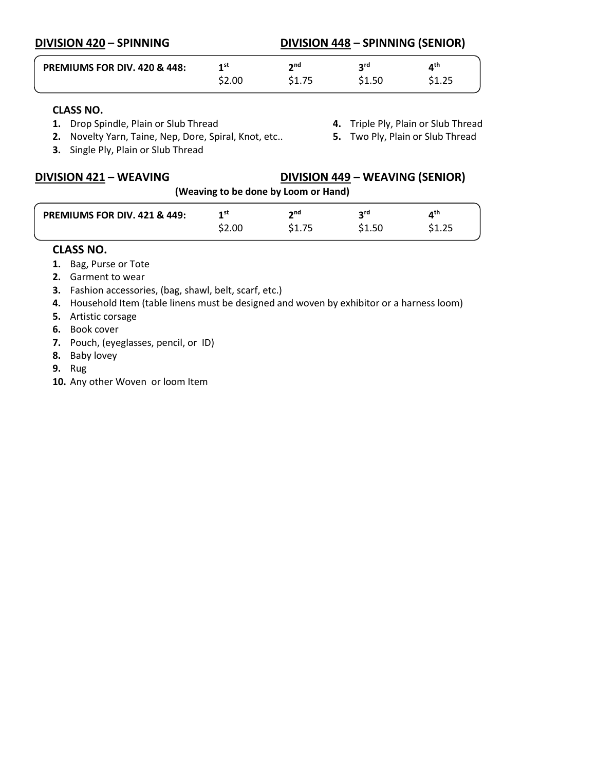## DIVISION 420 – SPINNING

## DIVISION 448 – SPINNING (SENIOR)

| PREMIUMS FOR DIV. 420 & 448: | 1st | 2nd | 3rd | 4th |
|---|---|---|---|---|
| | $2.00 | $1.75 | $1.50 | $1.25 |

**CLASS NO.**

1. Drop Spindle, Plain or Slub Thread
2. Novelty Yarn, Taine, Nep, Dore, Spiral, Knot, etc..
3. Single Ply, Plain or Slub Thread
4. Triple Ply, Plain or Slub Thread
5. Two Ply, Plain or Slub Thread

## DIVISION 421 – WEAVING

## DIVISION 449 – WEAVING (SENIOR)

**(Weaving to be done by Loom or Hand)**

| PREMIUMS FOR DIV. 421 & 449: | 1st | 2nd | 3rd | 4th |
|---|---|---|---|---|
| | $2.00 | $1.75 | $1.50 | $1.25 |

**CLASS NO.**

1. Bag, Purse or Tote
2. Garment to wear
3. Fashion accessories, (bag, shawl, belt, scarf, etc.)
4. Household Item (table linens must be designed and woven by exhibitor or a harness loom)
5. Artistic corsage
6. Book cover
7. Pouch, (eyeglasses, pencil, or ID)
8. Baby lovey
9. Rug
10. Any other Woven or loom Item